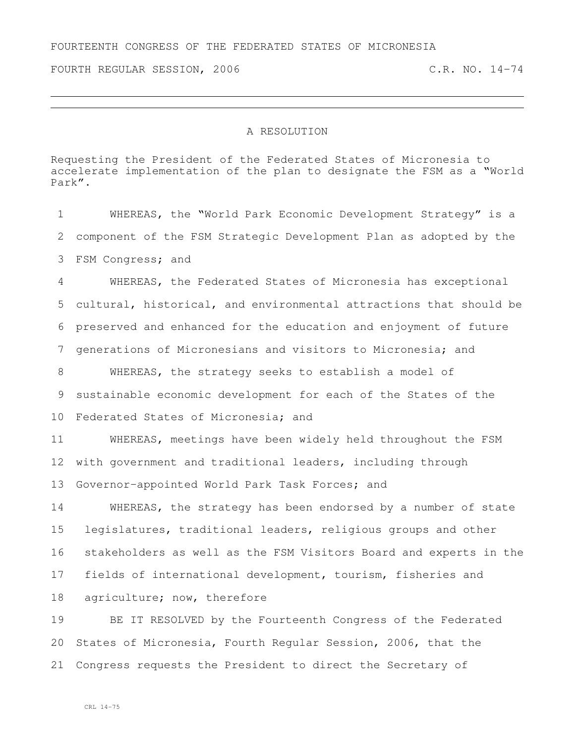FOURTEENTH CONGRESS OF THE FEDERATED STATES OF MICRONESIA

FOURTH REGULAR SESSION, 2006 C.R. NO. 14-74

---

## A RESOLUTION

Requesting the President of the Federated States of Micronesia to accelerate implementation of the plan to designate the FSM as a "World Park".

WHEREAS, the "World Park Economic Development Strategy" is a component of the FSM Strategic Development Plan as adopted by the FSM Congress; and

WHEREAS, the Federated States of Micronesia has exceptional cultural, historical, and environmental attractions that should be preserved and enhanced for the education and enjoyment of future generations of Micronesians and visitors to Micronesia; and

WHEREAS, the strategy seeks to establish a model of sustainable economic development for each of the States of the Federated States of Micronesia; and

WHEREAS, meetings have been widely held throughout the FSM with government and traditional leaders, including through Governor-appointed World Park Task Forces; and

WHEREAS, the strategy has been endorsed by a number of state legislatures, traditional leaders, religious groups and other stakeholders as well as the FSM Visitors Board and experts in the fields of international development, tourism, fisheries and agriculture; now, therefore

BE IT RESOLVED by the Fourteenth Congress of the Federated States of Micronesia, Fourth Regular Session, 2006, that the Congress requests the President to direct the Secretary of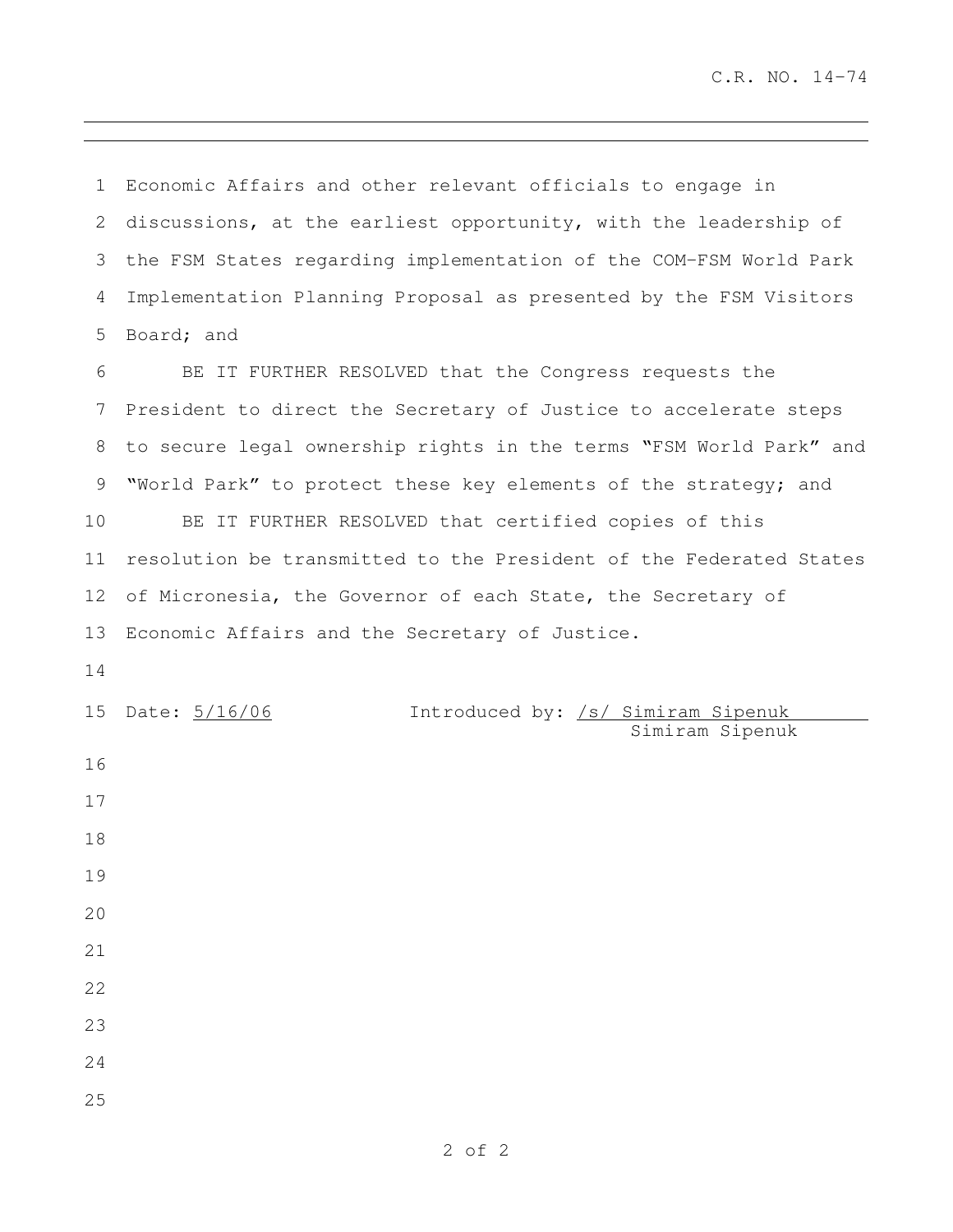Economic Affairs and other relevant officials to engage in discussions, at the earliest opportunity, with the leadership of the FSM States regarding implementation of the COM-FSM World Park Implementation Planning Proposal as presented by the FSM Visitors Board; and

BE IT FURTHER RESOLVED that the Congress requests the President to direct the Secretary of Justice to accelerate steps to secure legal ownership rights in the terms "FSM World Park" and "World Park" to protect these key elements of the strategy; and

BE IT FURTHER RESOLVED that certified copies of this resolution be transmitted to the President of the Federated States of Micronesia, the Governor of each State, the Secretary of Economic Affairs and the Secretary of Justice.

Date: 5/16/06

Introduced by: /s/ Simiram Sipenuk
Simiram Sipenuk